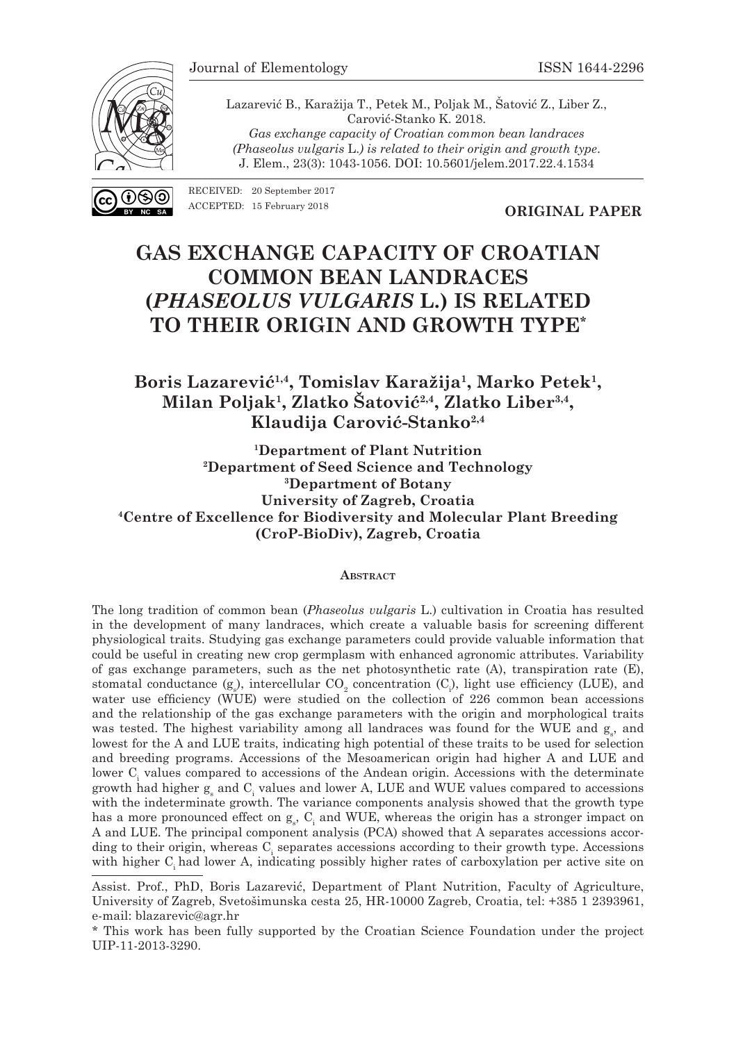Lazarević B., Karažija T., Petek M., Poljak M., Šatović Z., Liber Z., Carović-Stanko K. 2018.
*Gas exchange capacity of Croatian common bean landraces (Phaseolus vulgaris L.) is related to their origin and growth type.*
J. Elem., 23(3): 1043-1056. DOI: 10.5601/jelem.2017.22.4.1534

RECEIVED: 20 September 2017
ACCEPTED: 15 February 2018

**ORIGINAL PAPER**

# GAS EXCHANGE CAPACITY OF CROATIAN COMMON BEAN LANDRACES (*PHASEOLUS VULGARIS* L.) IS RELATED TO THEIR ORIGIN AND GROWTH TYPE*

**Boris Lazarević[1,4], Tomislav Karažija[1], Marko Petek[1], Milan Poljak[1], Zlatko Šatović[2,4], Zlatko Liber[3,4], Klaudija Carović-Stanko[2,4]**

**[1]Department of Plant Nutrition**
**[2]Department of Seed Science and Technology**
**[3]Department of Botany**
**University of Zagreb, Croatia**
**[4]Centre of Excellence for Biodiversity and Molecular Plant Breeding (CroP-BioDiv), Zagreb, Croatia**

## Abstract

The long tradition of common bean (*Phaseolus vulgaris* L.) cultivation in Croatia has resulted in the development of many landraces, which create a valuable basis for screening different physiological traits. Studying gas exchange parameters could provide valuable information that could be useful in creating new crop germplasm with enhanced agronomic attributes. Variability of gas exchange parameters, such as the net photosynthetic rate (A), transpiration rate (E), stomatal conductance ($g_s$), intercellular $CO_2$ concentration ($C_i$), light use efficiency (LUE), and water use efficiency (WUE) were studied on the collection of 226 common bean accessions and the relationship of the gas exchange parameters with the origin and morphological traits was tested. The highest variability among all landraces was found for the WUE and $g_s$, and lowest for the A and LUE traits, indicating high potential of these traits to be used for selection and breeding programs. Accessions of the Mesoamerican origin had higher A and LUE and lower $C_i$ values compared to accessions of the Andean origin. Accessions with the determinate growth had higher $g_s$ and $C_i$ values and lower A, LUE and WUE values compared to accessions with the indeterminate growth. The variance components analysis showed that the growth type has a more pronounced effect on $g_s$, $C_i$ and WUE, whereas the origin has a stronger impact on A and LUE. The principal component analysis (PCA) showed that A separates accessions according to their origin, whereas $C_i$ separates accessions according to their growth type. Accessions with higher $C_i$ had lower A, indicating possibly higher rates of carboxylation per active site on

---

Assist. Prof., PhD, Boris Lazarević, Department of Plant Nutrition, Faculty of Agriculture, University of Zagreb, Svetošimunska cesta 25, HR-10000 Zagreb, Croatia, tel: +385 1 2393961, e-mail: blazarevic@agr.hr

\* This work has been fully supported by the Croatian Science Foundation under the project UIP-11-2013-3290.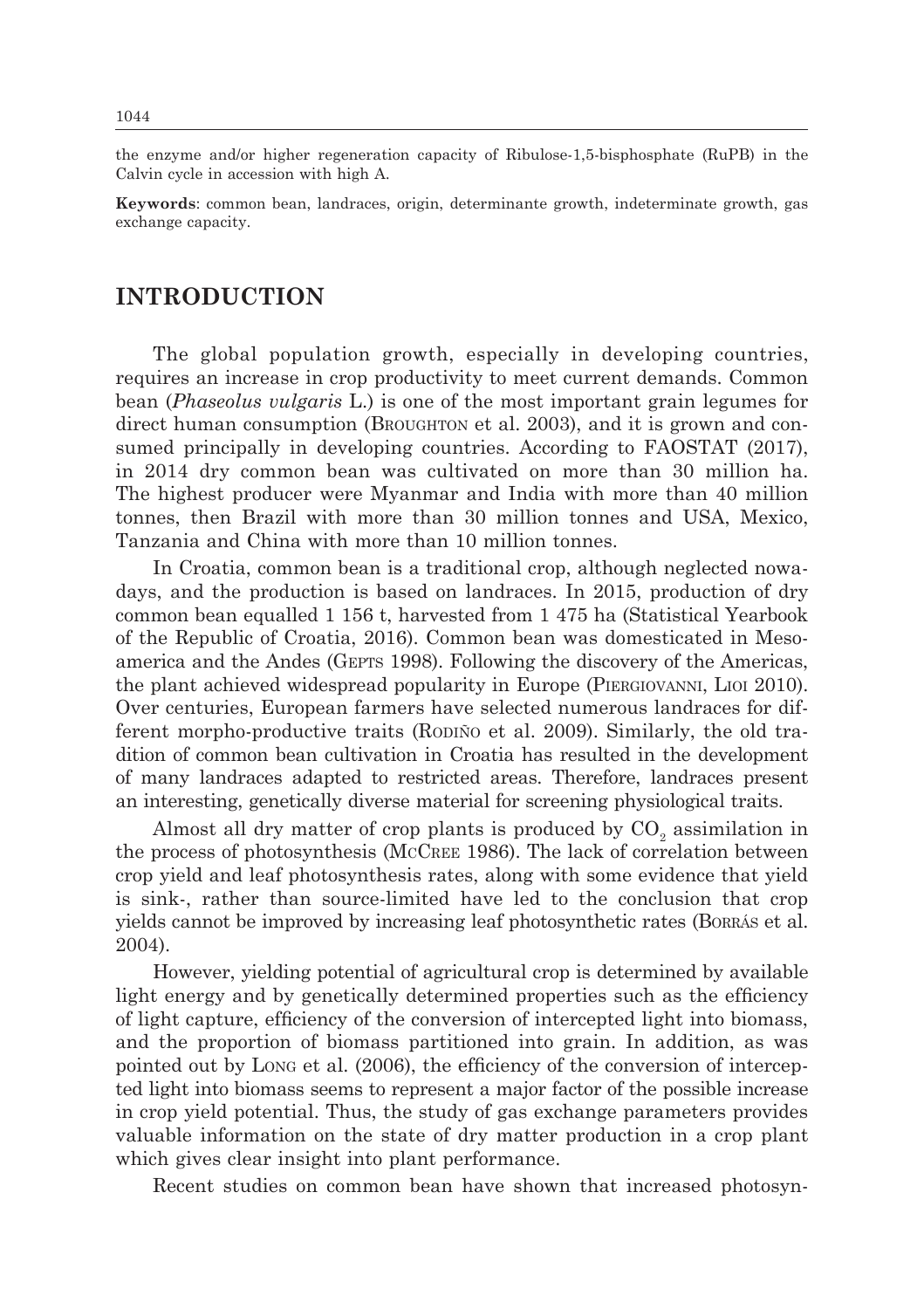the enzyme and/or higher regeneration capacity of Ribulose-1,5-bisphosphate (RuPB) in the Calvin cycle in accession with high A.

**Keywords**: common bean, landraces, origin, determinante growth, indeterminate growth, gas exchange capacity.

## INTRODUCTION

The global population growth, especially in developing countries, requires an increase in crop productivity to meet current demands. Common bean (*Phaseolus vulgaris* L.) is one of the most important grain legumes for direct human consumption (Broughton et al. 2003), and it is grown and consumed principally in developing countries. According to FAOSTAT (2017), in 2014 dry common bean was cultivated on more than 30 million ha. The highest producer were Myanmar and India with more than 40 million tonnes, then Brazil with more than 30 million tonnes and USA, Mexico, Tanzania and China with more than 10 million tonnes.

In Croatia, common bean is a traditional crop, although neglected nowadays, and the production is based on landraces. In 2015, production of dry common bean equalled 1 156 t, harvested from 1 475 ha (Statistical Yearbook of the Republic of Croatia, 2016). Common bean was domesticated in Mesoamerica and the Andes (Gepts 1998). Following the discovery of the Americas, the plant achieved widespread popularity in Europe (Piergiovanni, Lioi 2010). Over centuries, European farmers have selected numerous landraces for different morpho-productive traits (Rodiño et al. 2009). Similarly, the old tradition of common bean cultivation in Croatia has resulted in the development of many landraces adapted to restricted areas. Therefore, landraces present an interesting, genetically diverse material for screening physiological traits.

Almost all dry matter of crop plants is produced by $CO_2$ assimilation in the process of photosynthesis (McCree 1986). The lack of correlation between crop yield and leaf photosynthesis rates, along with some evidence that yield is sink-, rather than source-limited have led to the conclusion that crop yields cannot be improved by increasing leaf photosynthetic rates (Borrás et al. 2004).

However, yielding potential of agricultural crop is determined by available light energy and by genetically determined properties such as the efficiency of light capture, efficiency of the conversion of intercepted light into biomass, and the proportion of biomass partitioned into grain. In addition, as was pointed out by Long et al. (2006), the efficiency of the conversion of intercepted light into biomass seems to represent a major factor of the possible increase in crop yield potential. Thus, the study of gas exchange parameters provides valuable information on the state of dry matter production in a crop plant which gives clear insight into plant performance.

Recent studies on common bean have shown that increased photosyn-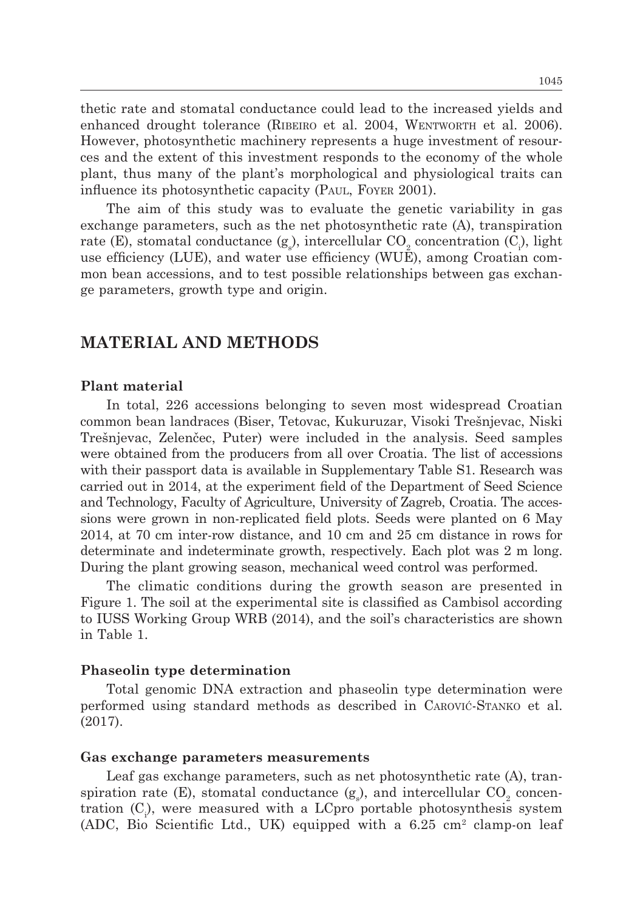thetic rate and stomatal conductance could lead to the increased yields and enhanced drought tolerance (Ribeiro et al. 2004, Wentworth et al. 2006). However, photosynthetic machinery represents a huge investment of resources and the extent of this investment responds to the economy of the whole plant, thus many of the plant's morphological and physiological traits can influence its photosynthetic capacity (Paul, Foyer 2001).

The aim of this study was to evaluate the genetic variability in gas exchange parameters, such as the net photosynthetic rate (A), transpiration rate (E), stomatal conductance ($g_s$), intercellular $CO_2$ concentration ($C_i$), light use efficiency (LUE), and water use efficiency (WUE), among Croatian common bean accessions, and to test possible relationships between gas exchange parameters, growth type and origin.

## MATERIAL AND METHODS

### Plant material

In total, 226 accessions belonging to seven most widespread Croatian common bean landraces (Biser, Tetovac, Kukuruzar, Visoki Trešnjevac, Niski Trešnjevac, Zelenčec, Puter) were included in the analysis. Seed samples were obtained from the producers from all over Croatia. The list of accessions with their passport data is available in Supplementary Table S1. Research was carried out in 2014, at the experiment field of the Department of Seed Science and Technology, Faculty of Agriculture, University of Zagreb, Croatia. The accessions were grown in non-replicated field plots. Seeds were planted on 6 May 2014, at 70 cm inter-row distance, and 10 cm and 25 cm distance in rows for determinate and indeterminate growth, respectively. Each plot was 2 m long. During the plant growing season, mechanical weed control was performed.

The climatic conditions during the growth season are presented in Figure 1. The soil at the experimental site is classified as Cambisol according to IUSS Working Group WRB (2014), and the soil's characteristics are shown in Table 1.

### Phaseolin type determination

Total genomic DNA extraction and phaseolin type determination were performed using standard methods as described in Carović-Stanko et al. (2017).

### Gas exchange parameters measurements

Leaf gas exchange parameters, such as net photosynthetic rate (A), transpiration rate (E), stomatal conductance ($g_s$), and intercellular $CO_2$ concentration ($C_i$), were measured with a LCpro portable photosynthesis system (ADC, Bio Scientific Ltd., UK) equipped with a 6.25 $cm^2$ clamp-on leaf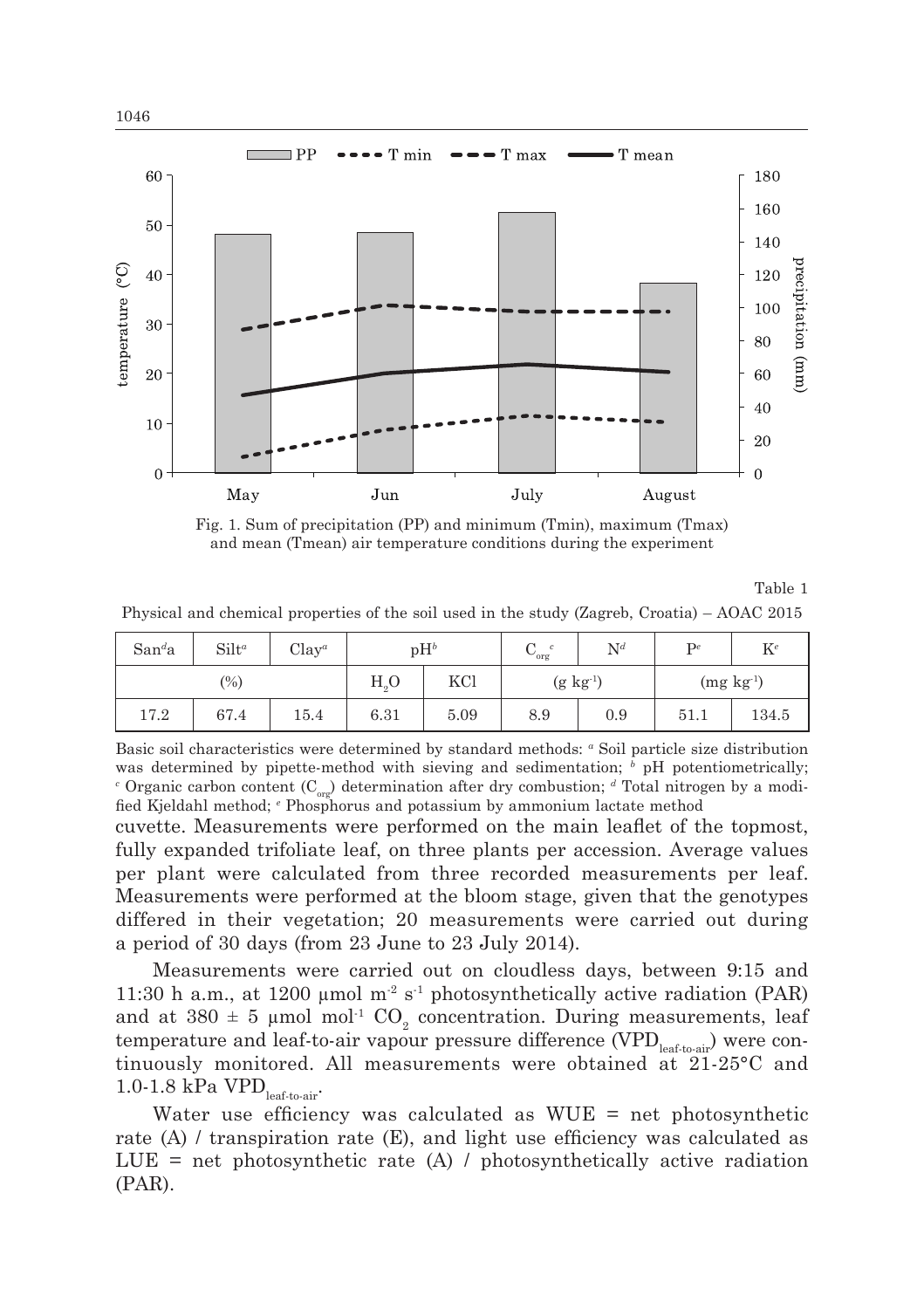Fig. 1. Sum of precipitation (PP) and minimum (Tmin), maximum (Tmax) and mean (Tmean) air temperature conditions during the experiment

Table 1

Physical and chemical properties of the soil used in the study (Zagreb, Croatia) – AOAC 2015

| Sand[a] | Silt[a] | Clay[a] | pH[b] | | $C_{org}$[c] | N[d] | P[e] | K[e] |
|---|---|---|---|---|---|---|---|---|
| (%) | | | $H_2O$ | KCl | (g kg$^{-1}$) | | (mg kg$^{-1}$) | |
| 17.2 | 67.4 | 15.4 | 6.31 | 5.09 | 8.9 | 0.9 | 51.1 | 134.5 |

Basic soil characteristics were determined by standard methods: [a] Soil particle size distribution was determined by pipette-method with sieving and sedimentation; [b] pH potentiometrically; [c] Organic carbon content ($C_{org}$) determination after dry combustion; [d] Total nitrogen by a modified Kjeldahl method; [e] Phosphorus and potassium by ammonium lactate method

cuvette. Measurements were performed on the main leaflet of the topmost, fully expanded trifoliate leaf, on three plants per accession. Average values per plant were calculated from three recorded measurements per leaf. Measurements were performed at the bloom stage, given that the genotypes differed in their vegetation; 20 measurements were carried out during a period of 30 days (from 23 June to 23 July 2014).

Measurements were carried out on cloudless days, between 9:15 and 11:30 h a.m., at 1200 μmol m$^{-2}$ s$^{-1}$ photosynthetically active radiation (PAR) and at 380 ± 5 μmol mol$^{-1}$ $CO_2$ concentration. During measurements, leaf temperature and leaf-to-air vapour pressure difference ($VPD_{leaf\text{-}to\text{-}air}$) were continuously monitored. All measurements were obtained at 21-25°C and 1.0-1.8 kPa $VPD_{leaf\text{-}to\text{-}air}$.

Water use efficiency was calculated as WUE = net photosynthetic rate (A) / transpiration rate (E), and light use efficiency was calculated as LUE = net photosynthetic rate (A) / photosynthetically active radiation (PAR).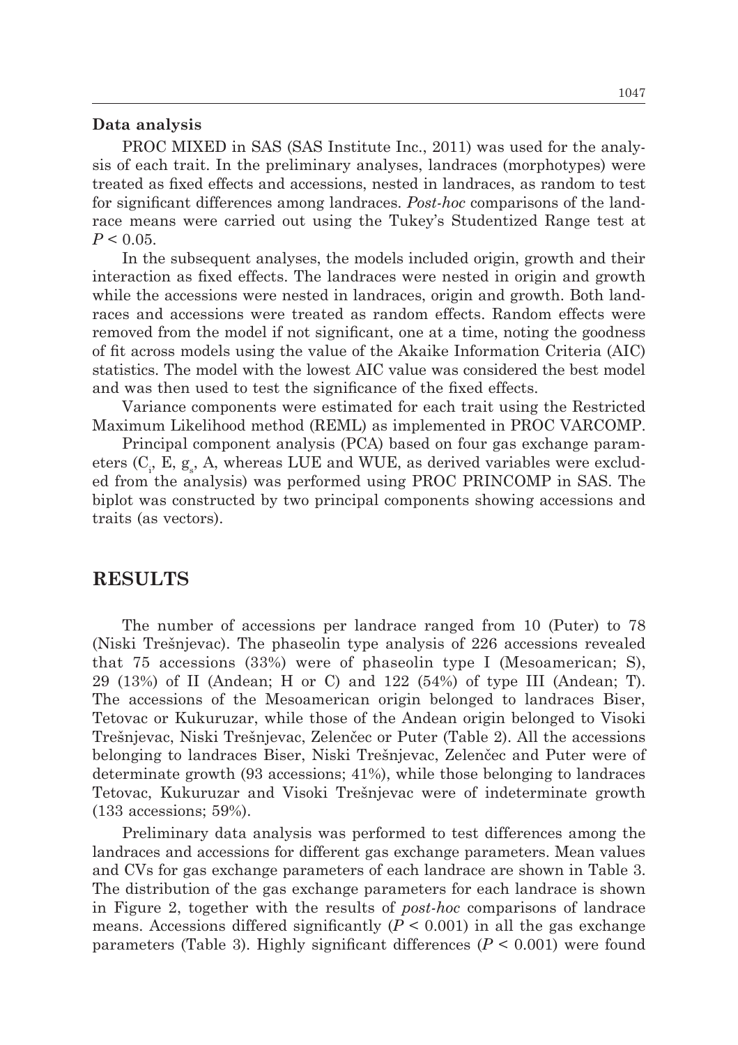**Data analysis**

PROC MIXED in SAS (SAS Institute Inc., 2011) was used for the analysis of each trait. In the preliminary analyses, landraces (morphotypes) were treated as fixed effects and accessions, nested in landraces, as random to test for significant differences among landraces. *Post-hoc* comparisons of the landrace means were carried out using the Tukey's Studentized Range test at $P < 0.05$.

In the subsequent analyses, the models included origin, growth and their interaction as fixed effects. The landraces were nested in origin and growth while the accessions were nested in landraces, origin and growth. Both landraces and accessions were treated as random effects. Random effects were removed from the model if not significant, one at a time, noting the goodness of fit across models using the value of the Akaike Information Criteria (AIC) statistics. The model with the lowest AIC value was considered the best model and was then used to test the significance of the fixed effects.

Variance components were estimated for each trait using the Restricted Maximum Likelihood method (REML) as implemented in PROC VARCOMP.

Principal component analysis (PCA) based on four gas exchange parameters ($C_i$, E, $g_s$, A, whereas LUE and WUE, as derived variables were excluded from the analysis) was performed using PROC PRINCOMP in SAS. The biplot was constructed by two principal components showing accessions and traits (as vectors).

# RESULTS

The number of accessions per landrace ranged from 10 (Puter) to 78 (Niski Trešnjevac). The phaseolin type analysis of 226 accessions revealed that 75 accessions (33%) were of phaseolin type I (Mesoamerican; S), 29 (13%) of II (Andean; H or C) and 122 (54%) of type III (Andean; T). The accessions of the Mesoamerican origin belonged to landraces Biser, Tetovac or Kukuruzar, while those of the Andean origin belonged to Visoki Trešnjevac, Niski Trešnjevac, Zelenčec or Puter (Table 2). All the accessions belonging to landraces Biser, Niski Trešnjevac, Zelenčec and Puter were of determinate growth (93 accessions; 41%), while those belonging to landraces Tetovac, Kukuruzar and Visoki Trešnjevac were of indeterminate growth (133 accessions; 59%).

Preliminary data analysis was performed to test differences among the landraces and accessions for different gas exchange parameters. Mean values and CVs for gas exchange parameters of each landrace are shown in Table 3. The distribution of the gas exchange parameters for each landrace is shown in Figure 2, together with the results of *post-hoc* comparisons of landrace means. Accessions differed significantly ($P < 0.001$) in all the gas exchange parameters (Table 3). Highly significant differences ($P < 0.001$) were found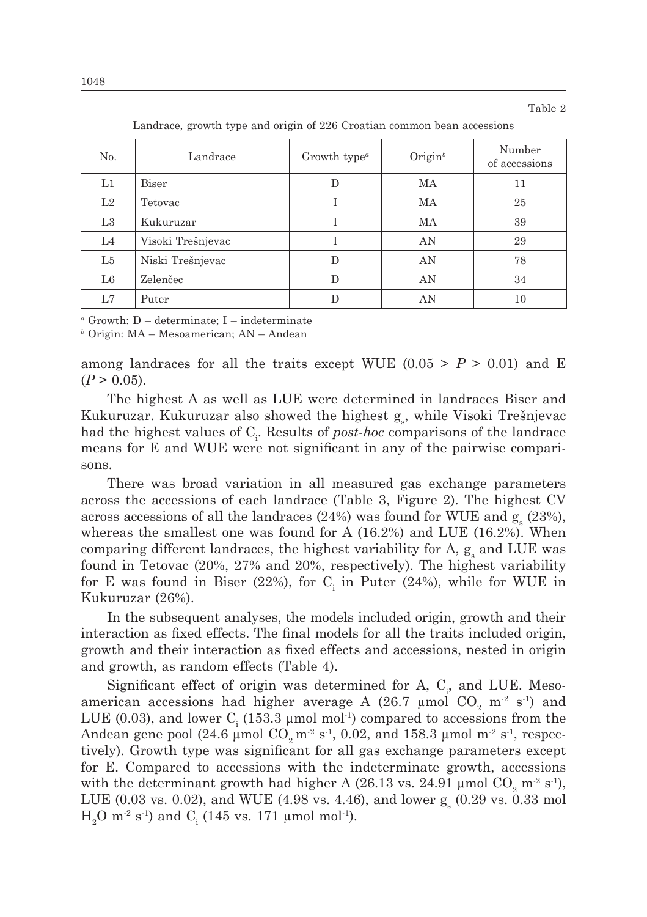Table 2

Landrace, growth type and origin of 226 Croatian common bean accessions

| No. | Landrace | Growth type[a] | Origin[b] | Number of accessions |
|---|---|---|---|---|
| L1 | Biser | D | MA | 11 |
| L2 | Tetovac | I | MA | 25 |
| L3 | Kukuruzar | I | MA | 39 |
| L4 | Visoki Trešnjevac | I | AN | 29 |
| L5 | Niski Trešnjevac | D | AN | 78 |
| L6 | Zelenčec | D | AN | 34 |
| L7 | Puter | D | AN | 10 |

[a] Growth: D – determinate; I – indeterminate

[b] Origin: MA – Mesoamerican; AN – Andean

among landraces for all the traits except WUE ($0.05 > P > 0.01$) and E ($P > 0.05$).

The highest A as well as LUE were determined in landraces Biser and Kukuruzar. Kukuruzar also showed the highest $g_s$, while Visoki Trešnjevac had the highest values of $C_i$. Results of *post-hoc* comparisons of the landrace means for E and WUE were not significant in any of the pairwise comparisons.

There was broad variation in all measured gas exchange parameters across the accessions of each landrace (Table 3, Figure 2). The highest CV across accessions of all the landraces (24%) was found for WUE and $g_s$ (23%), whereas the smallest one was found for A (16.2%) and LUE (16.2%). When comparing different landraces, the highest variability for A, $g_s$ and LUE was found in Tetovac (20%, 27% and 20%, respectively). The highest variability for E was found in Biser (22%), for $C_i$ in Puter (24%), while for WUE in Kukuruzar (26%).

In the subsequent analyses, the models included origin, growth and their interaction as fixed effects. The final models for all the traits included origin, growth and their interaction as fixed effects and accessions, nested in origin and growth, as random effects (Table 4).

Significant effect of origin was determined for A, $C_i$, and LUE. Mesoamerican accessions had higher average A (26.7 µmol $CO_2$ $m^{-2}$ $s^{-1}$) and LUE (0.03), and lower $C_i$ (153.3 µmol $mol^{-1}$) compared to accessions from the Andean gene pool (24.6 µmol $CO_2$ $m^{-2}$ $s^{-1}$, 0.02, and 158.3 µmol $m^{-2}$ $s^{-1}$, respectively). Growth type was significant for all gas exchange parameters except for E. Compared to accessions with the indeterminate growth, accessions with the determinant growth had higher A (26.13 vs. 24.91 µmol $CO_2$ $m^{-2}$ $s^{-1}$), LUE (0.03 vs. 0.02), and WUE (4.98 vs. 4.46), and lower $g_s$ (0.29 vs. 0.33 mol $H_2O$ $m^{-2}$ $s^{-1}$) and $C_i$ (145 vs. 171 µmol $mol^{-1}$).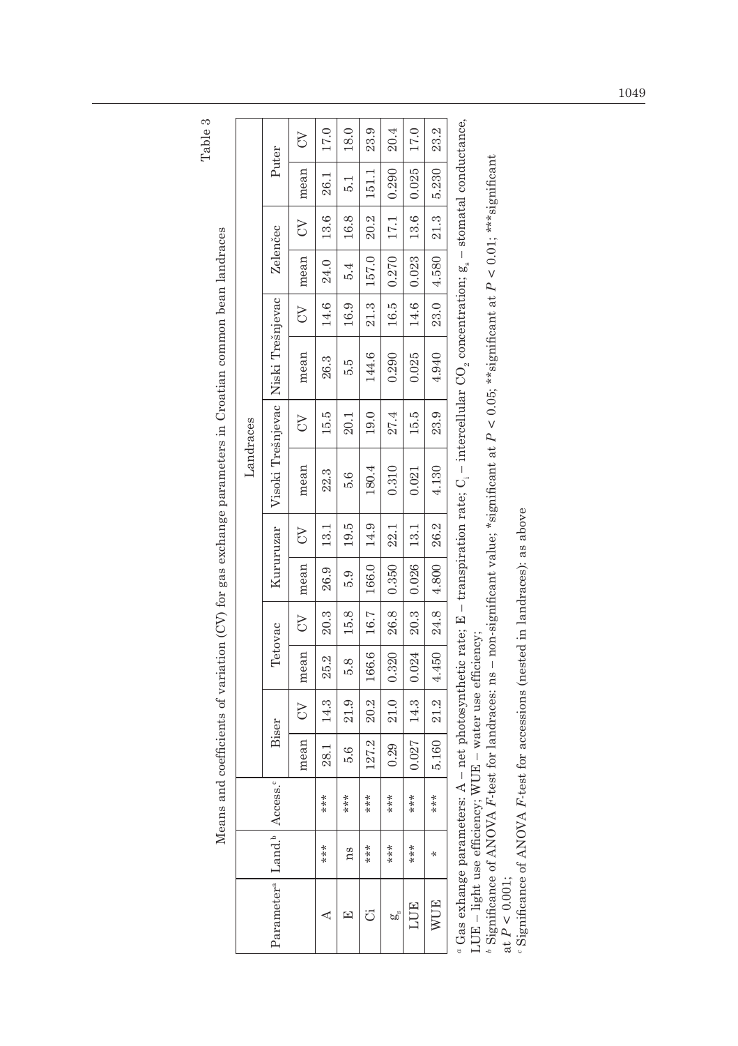Table 3

Means and coefficients of variation (CV) for gas exchange parameters in Croatian common bean landraces

| Parameter[a] | Land.[b] | Access.[c] | Biser | | Tetovac | | Kururuzar | | Visoki Trešnjevac | | Niski Trešnjevac | | Zelenčec | | Puter | |
|---|---|---|---|---|---|---|---|---|---|---|---|---|---|---|---|---|
| | | | mean | CV | mean | CV | mean | CV | mean | CV | mean | CV | mean | CV | mean | CV |
| A | *** | *** | 28.1 | 14.3 | 25.2 | 20.3 | 26.9 | 13.1 | 22.3 | 15.5 | 26.3 | 14.6 | 24.0 | 13.6 | 26.1 | 17.0 |
| E | ns | *** | 5.6 | 21.9 | 5.8 | 15.8 | 5.9 | 19.5 | 5.6 | 20.1 | 5.5 | 16.9 | 5.4 | 16.8 | 5.1 | 18.0 |
| Ci | *** | *** | 127.2 | 20.2 | 166.6 | 16.7 | 166.0 | 14.9 | 180.4 | 19.0 | 144.6 | 21.3 | 157.0 | 20.2 | 151.1 | 23.9 |
| $g_s$ | *** | *** | 0.29 | 21.0 | 0.320 | 26.8 | 0.350 | 22.1 | 0.310 | 27.4 | 0.290 | 16.5 | 0.270 | 17.1 | 0.290 | 20.4 |
| LUE | *** | *** | 0.027 | 14.3 | 0.024 | 20.3 | 0.026 | 13.1 | 0.021 | 15.5 | 0.025 | 14.6 | 0.023 | 13.6 | 0.025 | 17.0 |
| WUE | * | *** | 5.160 | 21.2 | 4.450 | 24.8 | 4.800 | 26.2 | 4.130 | 23.9 | 4.940 | 23.0 | 4.580 | 21.3 | 5.230 | 23.2 |

[a] Gas exchange parameters: A – net photosynthetic rate; E – transpiration rate; $C_i$ – intercellular $CO_2$ concentration; $g_s$ – stomatal conductance, LUE – light use efficiency; WUE – water use efficiency;

[b] Significance of ANOVA *F*-test for landraces: ns – non-significant value; *significant at $P < 0.05$; **significant at $P < 0.01$; ***significant at $P < 0.001$;

[c] Significance of ANOVA *F*-test for accessions (nested in landraces): as above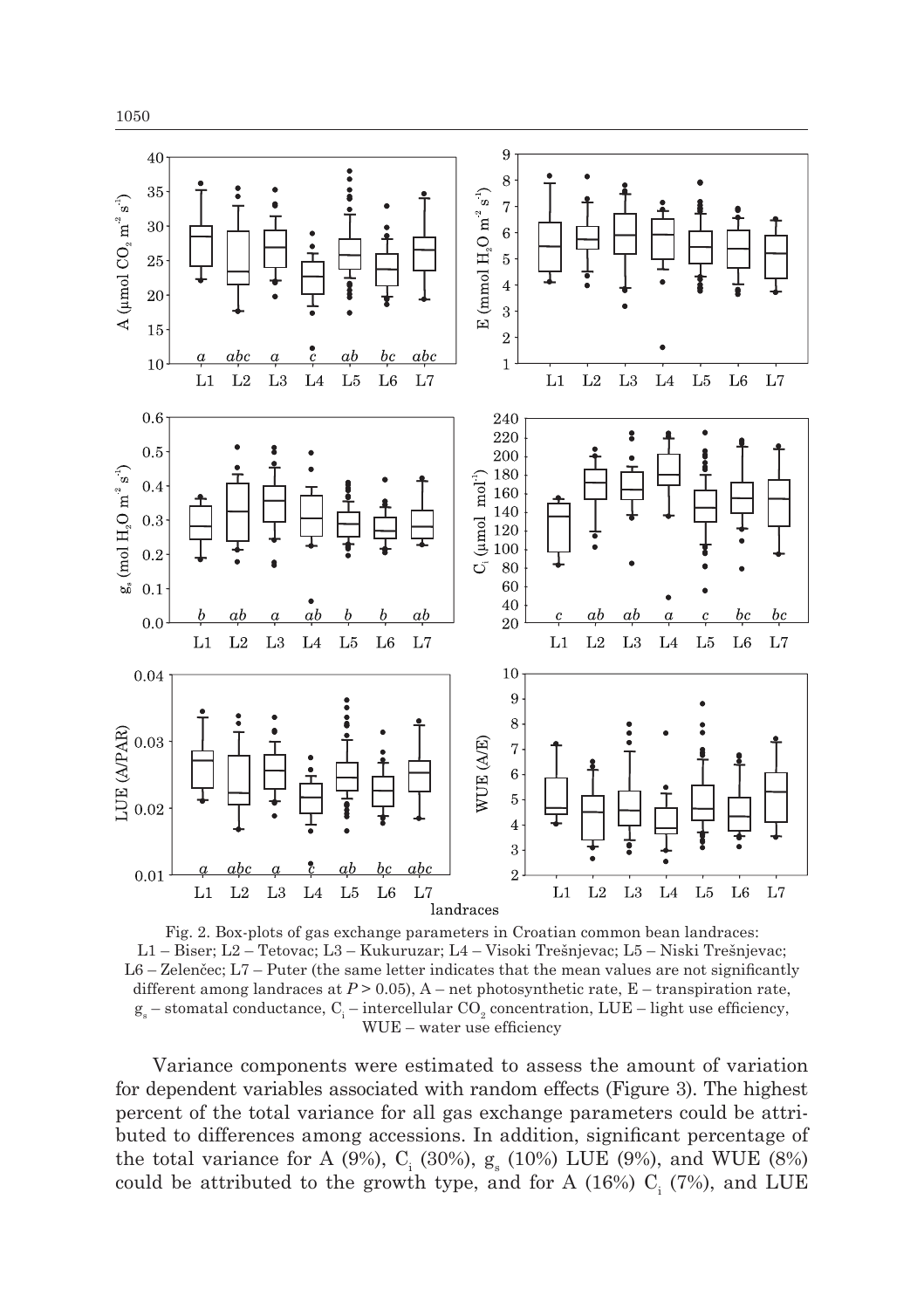Fig. 2. Box-plots of gas exchange parameters in Croatian common bean landraces: L1 – Biser; L2 – Tetovac; L3 – Kukuruzar; L4 – Visoki Trešnjevac; L5 – Niski Trešnjevac; L6 – Zelenčec; L7 – Puter (the same letter indicates that the mean values are not significantly different among landraces at $P > 0.05$), A – net photosynthetic rate, E – transpiration rate, $g_s$ – stomatal conductance, $C_i$ – intercellular $CO_2$ concentration, LUE – light use efficiency, WUE – water use efficiency

Variance components were estimated to assess the amount of variation for dependent variables associated with random effects (Figure 3). The highest percent of the total variance for all gas exchange parameters could be attributed to differences among accessions. In addition, significant percentage of the total variance for A (9%), $C_i$ (30%), $g_s$ (10%) LUE (9%), and WUE (8%) could be attributed to the growth type, and for A (16%) $C_i$ (7%), and LUE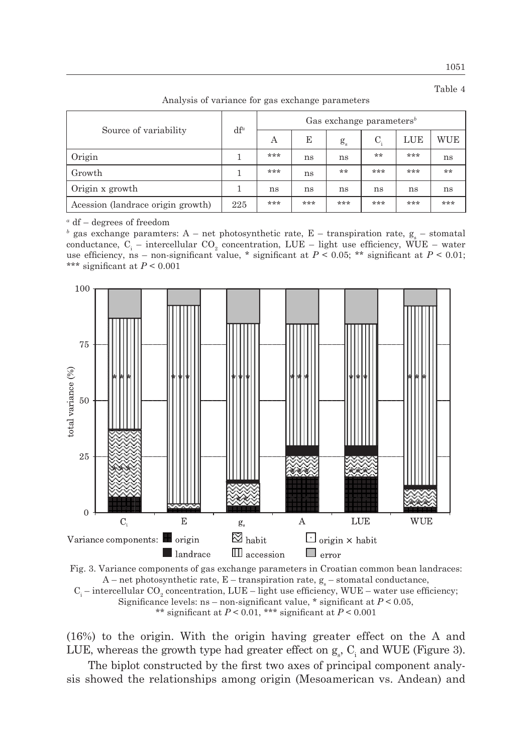Table 4

Analysis of variance for gas exchange parameters

| Source of variability | df[a] | Gas exchange parameters[b] | | | | | |
|---|---|---|---|---|---|---|---|
| | | A | E | $g_s$ | $C_i$ | LUE | WUE |
| Origin | 1 | *** | ns | ns | ** | *** | ns |
| Growth | 1 | *** | ns | ** | *** | *** | ** |
| Origin x growth | 1 | ns | ns | ns | ns | ns | ns |
| Acession (landrace origin growth) | 225 | *** | *** | *** | *** | *** | *** |

[a] df – degrees of freedom

[b] gas exchange paramters: A – net photosynthetic rate, E – transpiration rate, $g_s$ – stomatal conductance, $C_i$ – intercellular $CO_2$ concentration, LUE – light use efficiency, WUE – water use efficiency, ns – non-significant value, * significant at $P < 0.05$; ** significant at $P < 0.01$; *** significant at $P < 0.001$

Fig. 3. Variance components of gas exchange parameters in Croatian common bean landraces: A – net photosynthetic rate, E – transpiration rate, $g_s$ – stomatal conductance, $C_i$ – intercellular $CO_2$ concentration, LUE – light use efficiency, WUE – water use efficiency; Significance levels: ns – non-significant value, * significant at $P < 0.05$, ** significant at $P < 0.01$, *** significant at $P < 0.001$

(16%) to the origin. With the origin having greater effect on the A and LUE, whereas the growth type had greater effect on $g_s$, $C_i$ and WUE (Figure 3).

The biplot constructed by the first two axes of principal component analysis showed the relationships among origin (Mesoamerican vs. Andean) and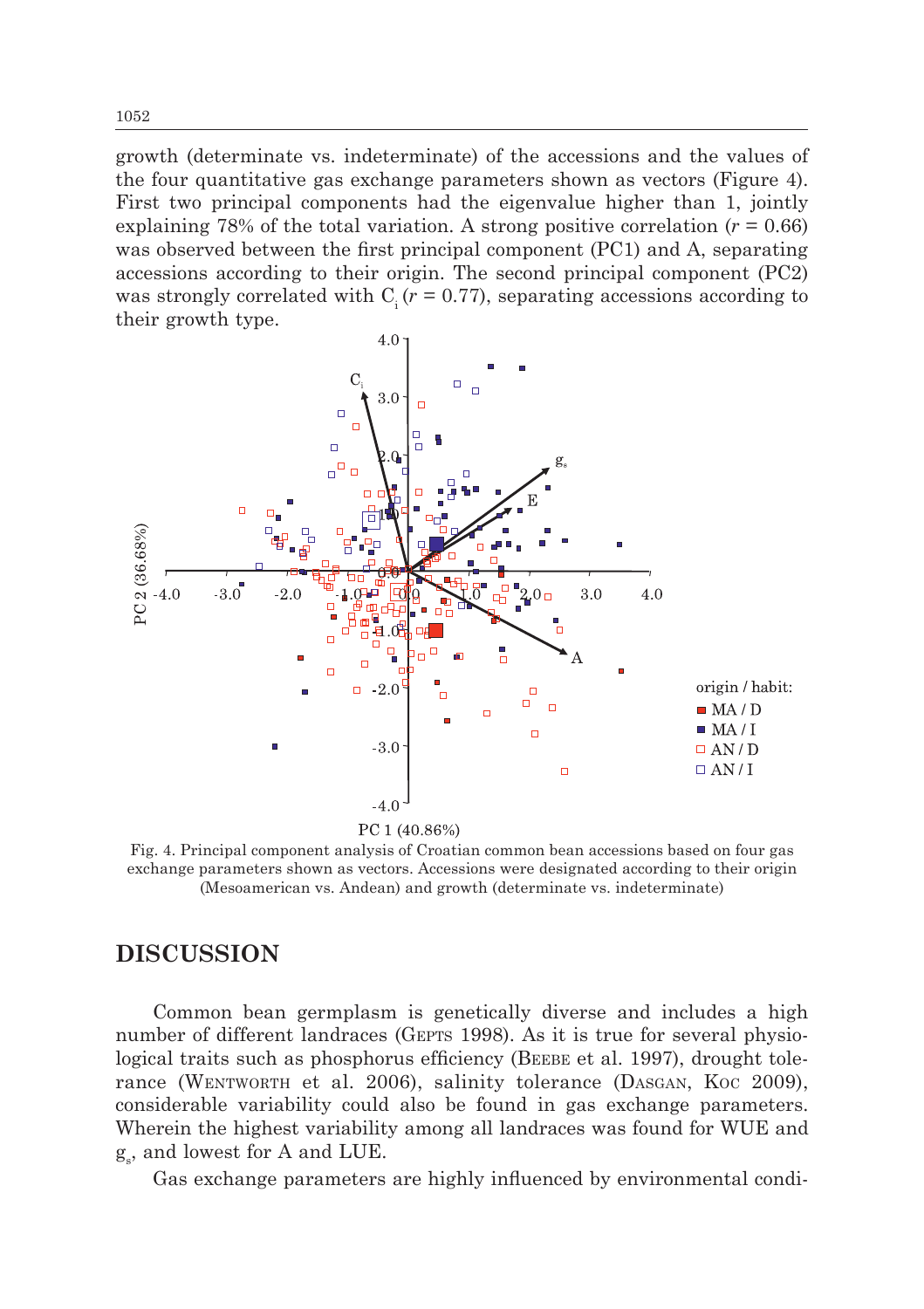growth (determinate vs. indeterminate) of the accessions and the values of the four quantitative gas exchange parameters shown as vectors (Figure 4). First two principal components had the eigenvalue higher than 1, jointly explaining 78% of the total variation. A strong positive correlation ($r = 0.66$) was observed between the first principal component (PC1) and A, separating accessions according to their origin. The second principal component (PC2) was strongly correlated with $C_i$ ($r = 0.77$), separating accessions according to their growth type.

Fig. 4. Principal component analysis of Croatian common bean accessions based on four gas exchange parameters shown as vectors. Accessions were designated according to their origin (Mesoamerican vs. Andean) and growth (determinate vs. indeterminate)

## DISCUSSION

Common bean germplasm is genetically diverse and includes a high number of different landraces (Gepts 1998). As it is true for several physiological traits such as phosphorus efficiency (Beebe et al. 1997), drought tolerance (Wentworth et al. 2006), salinity tolerance (Dasgan, Koc 2009), considerable variability could also be found in gas exchange parameters. Wherein the highest variability among all landraces was found for WUE and $g_s$, and lowest for A and LUE.

Gas exchange parameters are highly influenced by environmental condi-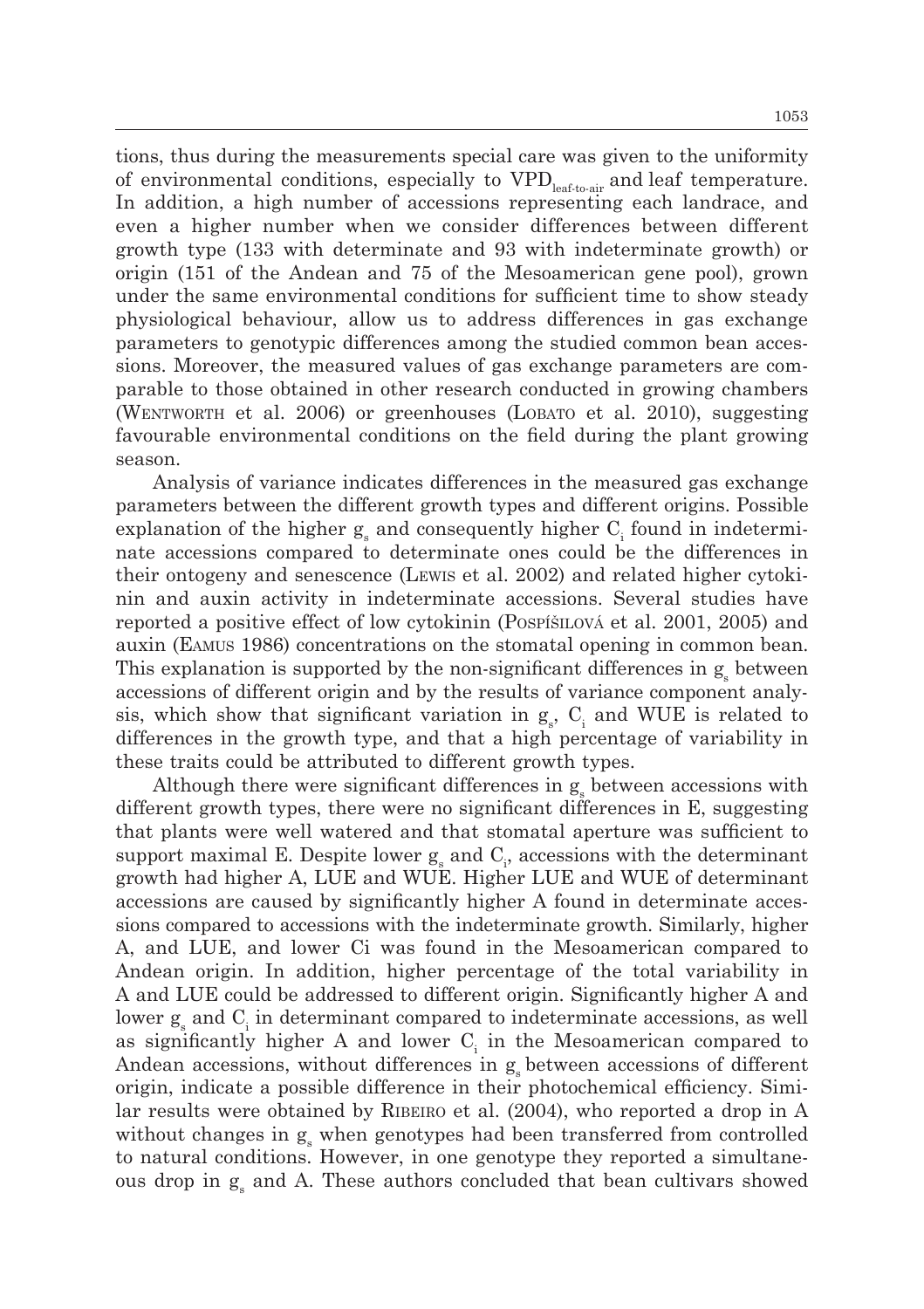tions, thus during the measurements special care was given to the uniformity of environmental conditions, especially to $VPD_{leaf\text{-}to\text{-}air}$ and leaf temperature. In addition, a high number of accessions representing each landrace, and even a higher number when we consider differences between different growth type (133 with determinate and 93 with indeterminate growth) or origin (151 of the Andean and 75 of the Mesoamerican gene pool), grown under the same environmental conditions for sufficient time to show steady physiological behaviour, allow us to address differences in gas exchange parameters to genotypic differences among the studied common bean accessions. Moreover, the measured values of gas exchange parameters are comparable to those obtained in other research conducted in growing chambers (Wentworth et al. 2006) or greenhouses (Lobato et al. 2010), suggesting favourable environmental conditions on the field during the plant growing season.

Analysis of variance indicates differences in the measured gas exchange parameters between the different growth types and different origins. Possible explanation of the higher $g_s$ and consequently higher $C_i$ found in indeterminate accessions compared to determinate ones could be the differences in their ontogeny and senescence (Lewis et al. 2002) and related higher cytokinin and auxin activity in indeterminate accessions. Several studies have reported a positive effect of low cytokinin (Pospíšilová et al. 2001, 2005) and auxin (Eamus 1986) concentrations on the stomatal opening in common bean. This explanation is supported by the non-significant differences in $g_s$ between accessions of different origin and by the results of variance component analysis, which show that significant variation in $g_s$, $C_i$ and WUE is related to differences in the growth type, and that a high percentage of variability in these traits could be attributed to different growth types.

Although there were significant differences in $g_s$ between accessions with different growth types, there were no significant differences in E, suggesting that plants were well watered and that stomatal aperture was sufficient to support maximal E. Despite lower $g_s$ and $C_i$, accessions with the determinant growth had higher A, LUE and WUE. Higher LUE and WUE of determinant accessions are caused by significantly higher A found in determinate accessions compared to accessions with the indeterminate growth. Similarly, higher A, and LUE, and lower Ci was found in the Mesoamerican compared to Andean origin. In addition, higher percentage of the total variability in A and LUE could be addressed to different origin. Significantly higher A and lower $g_s$ and $C_i$ in determinant compared to indeterminate accessions, as well as significantly higher A and lower $C_i$ in the Mesoamerican compared to Andean accessions, without differences in $g_s$ between accessions of different origin, indicate a possible difference in their photochemical efficiency. Similar results were obtained by Ribeiro et al. (2004), who reported a drop in A without changes in $g_s$ when genotypes had been transferred from controlled to natural conditions. However, in one genotype they reported a simultaneous drop in $g_s$ and A. These authors concluded that bean cultivars showed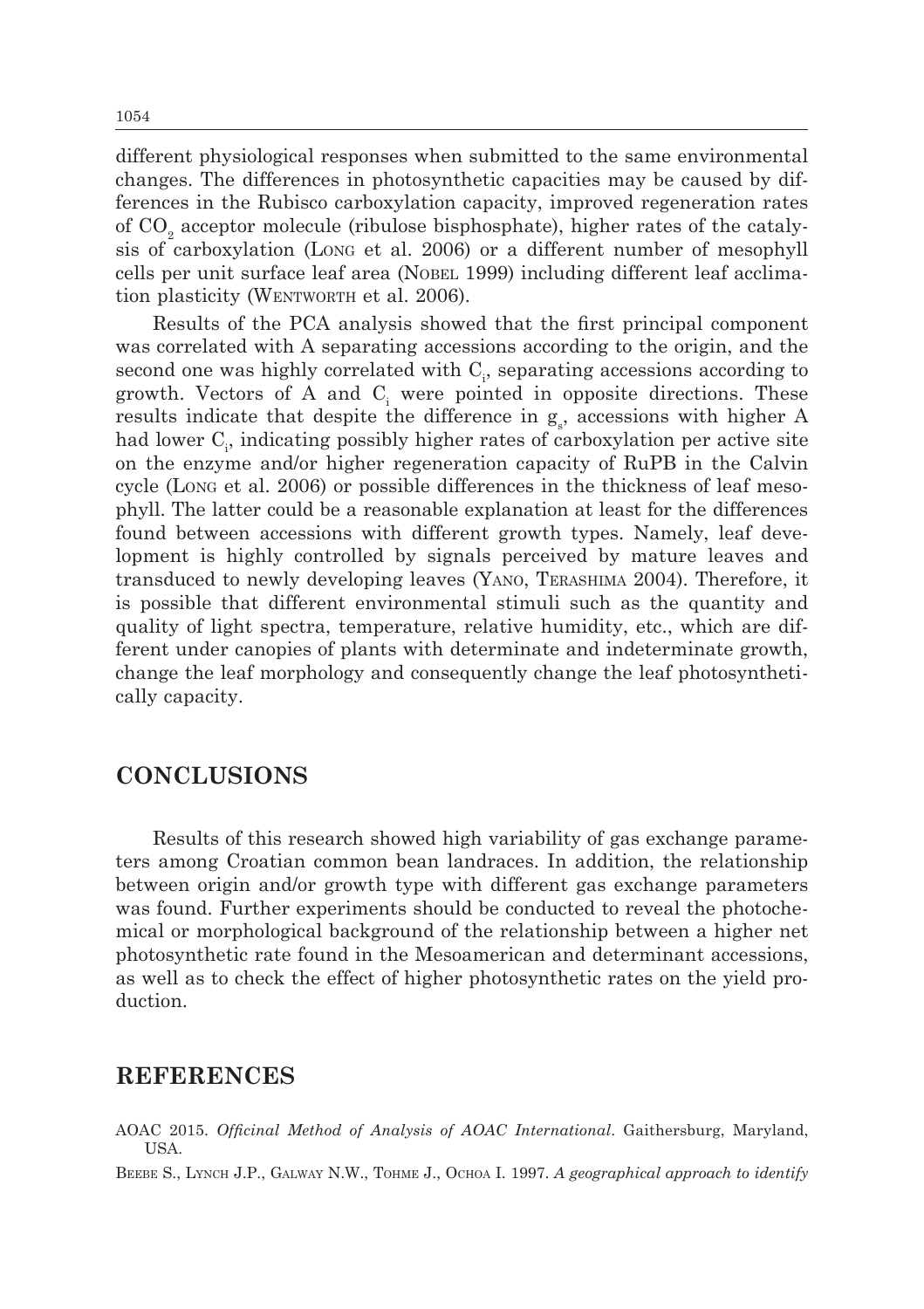different physiological responses when submitted to the same environmental changes. The differences in photosynthetic capacities may be caused by differences in the Rubisco carboxylation capacity, improved regeneration rates of $CO_2$ acceptor molecule (ribulose bisphosphate), higher rates of the catalysis of carboxylation (Long et al. 2006) or a different number of mesophyll cells per unit surface leaf area (Nobel 1999) including different leaf acclimation plasticity (Wentworth et al. 2006).

Results of the PCA analysis showed that the first principal component was correlated with A separating accessions according to the origin, and the second one was highly correlated with $C_i$, separating accessions according to growth. Vectors of A and $C_i$ were pointed in opposite directions. These results indicate that despite the difference in $g_s$, accessions with higher A had lower $C_i$, indicating possibly higher rates of carboxylation per active site on the enzyme and/or higher regeneration capacity of RuPB in the Calvin cycle (Long et al. 2006) or possible differences in the thickness of leaf mesophyll. The latter could be a reasonable explanation at least for the differences found between accessions with different growth types. Namely, leaf development is highly controlled by signals perceived by mature leaves and transduced to newly developing leaves (Yano, Terashima 2004). Therefore, it is possible that different environmental stimuli such as the quantity and quality of light spectra, temperature, relative humidity, etc., which are different under canopies of plants with determinate and indeterminate growth, change the leaf morphology and consequently change the leaf photosynthetically capacity.

## CONCLUSIONS

Results of this research showed high variability of gas exchange parameters among Croatian common bean landraces. In addition, the relationship between origin and/or growth type with different gas exchange parameters was found. Further experiments should be conducted to reveal the photochemical or morphological background of the relationship between a higher net photosynthetic rate found in the Mesoamerican and determinant accessions, as well as to check the effect of higher photosynthetic rates on the yield production.

## REFERENCES

AOAC 2015. *Officinal Method of Analysis of AOAC International*. Gaithersburg, Maryland, USA.

Beebe S., Lynch J.P., Galway N.W., Tohme J., Ochoa I. 1997. *A geographical approach to identify*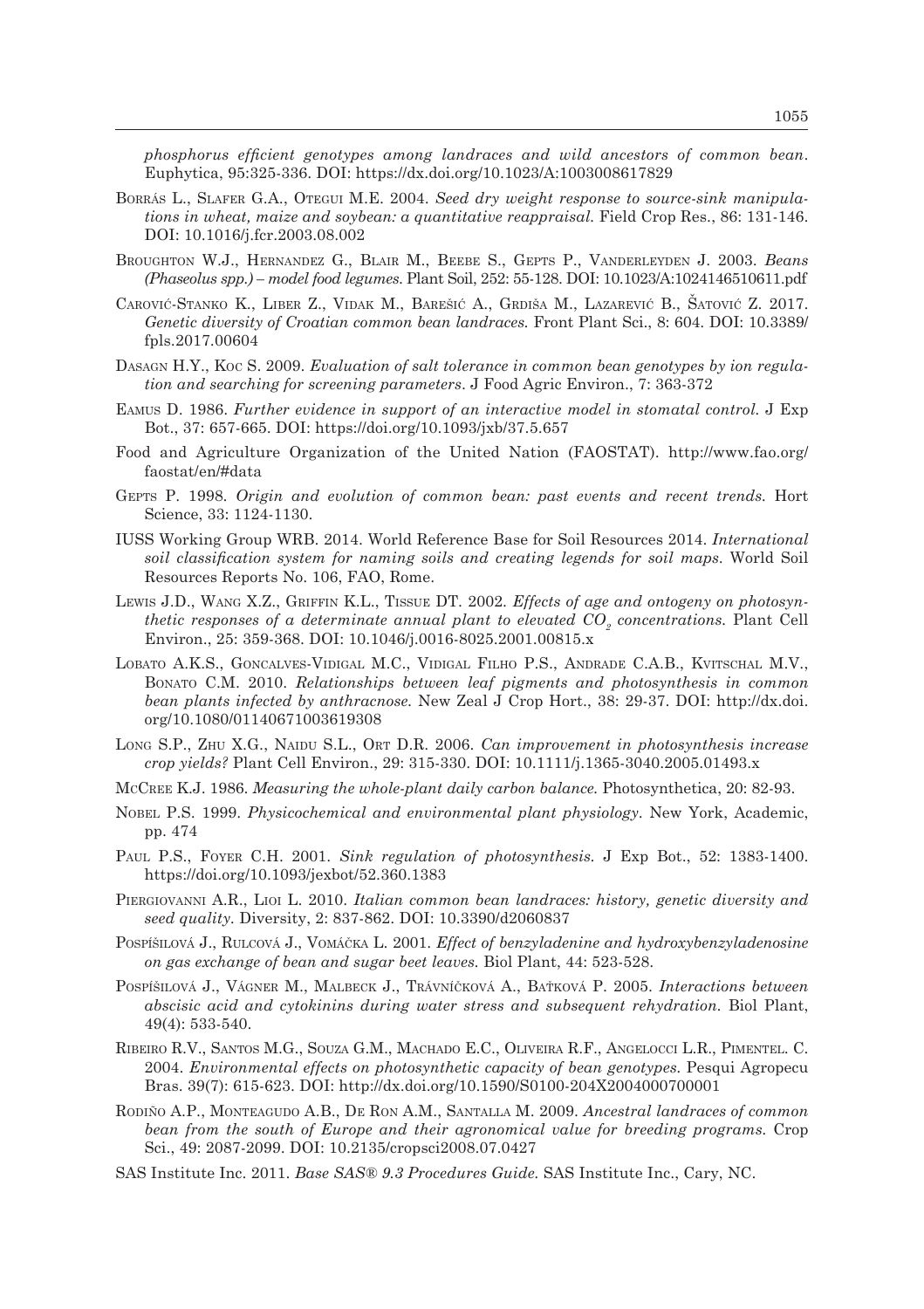*phosphorus efficient genotypes among landraces and wild ancestors of common bean.* Euphytica, 95:325-336. DOI: https://dx.doi.org/10.1023/A:1003008617829

Borrás L., Slafer G.A., Otegui M.E. 2004. *Seed dry weight response to source-sink manipulations in wheat, maize and soybean: a quantitative reappraisal.* Field Crop Res., 86: 131-146. DOI: 10.1016/j.fcr.2003.08.002

Broughton W.J., Hernandez G., Blair M., Beebe S., Gepts P., Vanderleyden J. 2003. *Beans (Phaseolus spp.) – model food legumes.* Plant Soil, 252: 55-128. DOI: 10.1023/A:1024146510611.pdf

Carović-Stanko K., Liber Z., Vidak M., Barešić A., Grdiša M., Lazarević B., Šatović Z. 2017. *Genetic diversity of Croatian common bean landraces.* Front Plant Sci., 8: 604. DOI: 10.3389/fpls.2017.00604

Dasagn H.Y., Koc S. 2009. *Evaluation of salt tolerance in common bean genotypes by ion regulation and searching for screening parameters.* J Food Agric Environ., 7: 363-372

Eamus D. 1986. *Further evidence in support of an interactive model in stomatal control.* J Exp Bot., 37: 657-665. DOI: https://doi.org/10.1093/jxb/37.5.657

Food and Agriculture Organization of the United Nation (FAOSTAT). http://www.fao.org/faostat/en/#data

Gepts P. 1998. *Origin and evolution of common bean: past events and recent trends.* Hort Science, 33: 1124-1130.

IUSS Working Group WRB. 2014. World Reference Base for Soil Resources 2014. *International soil classification system for naming soils and creating legends for soil maps.* World Soil Resources Reports No. 106, FAO, Rome.

Lewis J.D., Wang X.Z., Griffin K.L., Tissue DT. 2002. *Effects of age and ontogeny on photosynthetic responses of a determinate annual plant to elevated $CO_2$ concentrations.* Plant Cell Environ., 25: 359-368. DOI: 10.1046/j.0016-8025.2001.00815.x

Lobato A.K.S., Goncalves-Vidigal M.C., Vidigal Filho P.S., Andrade C.A.B., Kvitschal M.V., Bonato C.M. 2010. *Relationships between leaf pigments and photosynthesis in common bean plants infected by anthracnose.* New Zeal J Crop Hort., 38: 29-37. DOI: http://dx.doi.org/10.1080/01140671003619308

Long S.P., Zhu X.G., Naidu S.L., Ort D.R. 2006. *Can improvement in photosynthesis increase crop yields?* Plant Cell Environ., 29: 315-330. DOI: 10.1111/j.1365-3040.2005.01493.x

McCree K.J. 1986. *Measuring the whole-plant daily carbon balance.* Photosynthetica, 20: 82-93.

Nobel P.S. 1999. *Physicochemical and environmental plant physiology.* New York, Academic, pp. 474

Paul P.S., Foyer C.H. 2001. *Sink regulation of photosynthesis.* J Exp Bot., 52: 1383-1400. https://doi.org/10.1093/jexbot/52.360.1383

Piergiovanni A.R., Lioi L. 2010. *Italian common bean landraces: history, genetic diversity and seed quality.* Diversity, 2: 837-862. DOI: 10.3390/d2060837

Pospíšilová J., Rulcová J., Vomáčka L. 2001. *Effect of benzyladenine and hydroxybenzyladenosine on gas exchange of bean and sugar beet leaves.* Biol Plant, 44: 523-528.

Pospíšilová J., Vágner M., Malbeck J., Trávníčková A., Baťková P. 2005. *Interactions between abscisic acid and cytokinins during water stress and subsequent rehydration.* Biol Plant, 49(4): 533-540.

Ribeiro R.V., Santos M.G., Souza G.M., Machado E.C., Oliveira R.F., Angelocci L.R., Pimentel. C. 2004. *Environmental effects on photosynthetic capacity of bean genotypes.* Pesqui Agropecu Bras. 39(7): 615-623. DOI: http://dx.doi.org/10.1590/S0100-204X2004000700001

Rodiño A.P., Monteagudo A.B., De Ron A.M., Santalla M. 2009. *Ancestral landraces of common bean from the south of Europe and their agronomical value for breeding programs.* Crop Sci., 49: 2087-2099. DOI: 10.2135/cropsci2008.07.0427

SAS Institute Inc. 2011. *Base SAS® 9.3 Procedures Guide.* SAS Institute Inc., Cary, NC.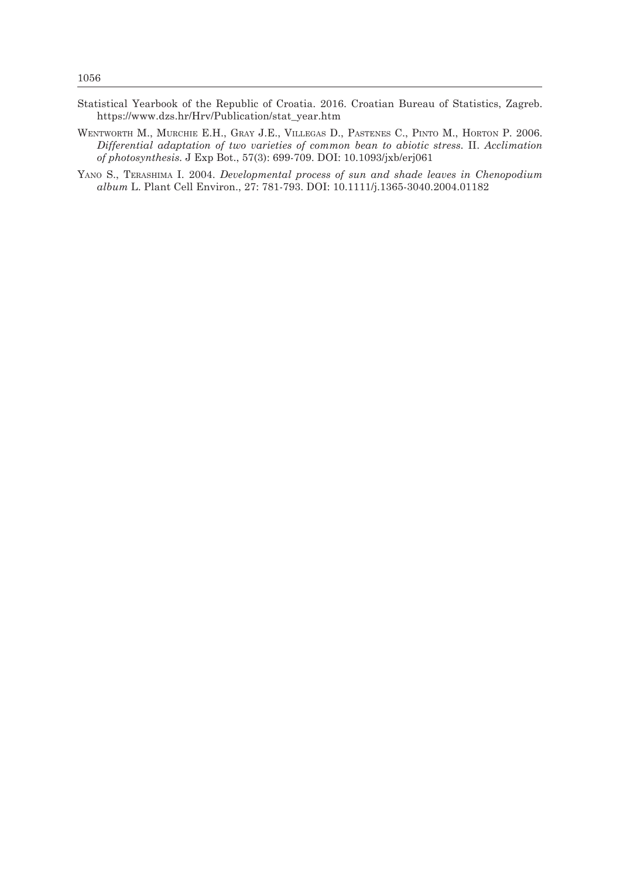Statistical Yearbook of the Republic of Croatia. 2016. Croatian Bureau of Statistics, Zagreb. https://www.dzs.hr/Hrv/Publication/stat_year.htm

Wentworth M., Murchie E.H., Gray J.E., Villegas D., Pastenes C., Pinto M., Horton P. 2006. *Differential adaptation of two varieties of common bean to abiotic stress.* II. *Acclimation of photosynthesis.* J Exp Bot., 57(3): 699-709. DOI: 10.1093/jxb/erj061

Yano S., Terashima I. 2004. *Developmental process of sun and shade leaves in Chenopodium album* L. Plant Cell Environ., 27: 781-793. DOI: 10.1111/j.1365-3040.2004.01182